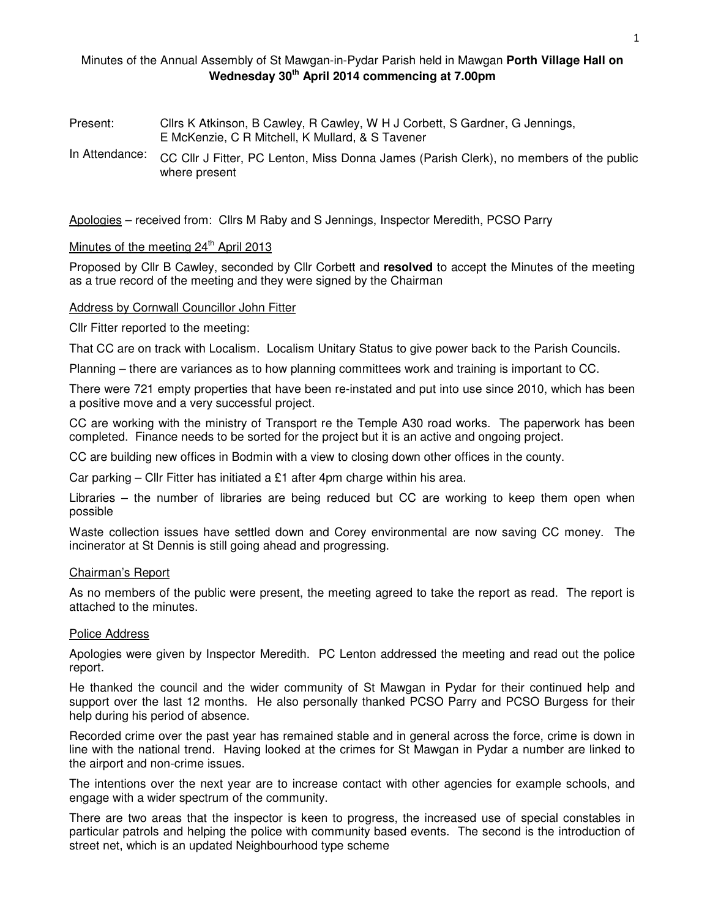Minutes of the Annual Assembly of St Mawgan-in-Pydar Parish held in Mawgan **Porth Village Hall on Wednesday 30th April 2014 commencing at 7.00pm**

Present: Cllrs K Atkinson, B Cawley, R Cawley, W H J Corbett, S Gardner, G Jennings, E McKenzie, C R Mitchell, K Mullard, & S Tavener

In Attendance: CC Cllr J Fitter, PC Lenton, Miss Donna James (Parish Clerk), no members of the public where present

Apologies – received from: Cllrs M Raby and S Jennings, Inspector Meredith, PCSO Parry

Minutes of the meeting 24th April 2013

Proposed by Cllr B Cawley, seconded by Cllr Corbett and **resolved** to accept the Minutes of the meeting as a true record of the meeting and they were signed by the Chairman

Address by Cornwall Councillor John Fitter

Cllr Fitter reported to the meeting:

That CC are on track with Localism. Localism Unitary Status to give power back to the Parish Councils.

Planning – there are variances as to how planning committees work and training is important to CC.

There were 721 empty properties that have been re-instated and put into use since 2010, which has been a positive move and a very successful project.

CC are working with the ministry of Transport re the Temple A30 road works. The paperwork has been completed. Finance needs to be sorted for the project but it is an active and ongoing project.

CC are building new offices in Bodmin with a view to closing down other offices in the county.

Car parking – Cllr Fitter has initiated a £1 after 4pm charge within his area.

Libraries – the number of libraries are being reduced but CC are working to keep them open when possible

Waste collection issues have settled down and Corey environmental are now saving CC money. The incinerator at St Dennis is still going ahead and progressing.

Chairman's Report

As no members of the public were present, the meeting agreed to take the report as read. The report is attached to the minutes.

Police Address

Apologies were given by Inspector Meredith. PC Lenton addressed the meeting and read out the police report.

He thanked the council and the wider community of St Mawgan in Pydar for their continued help and support over the last 12 months. He also personally thanked PCSO Parry and PCSO Burgess for their help during his period of absence.

Recorded crime over the past year has remained stable and in general across the force, crime is down in line with the national trend. Having looked at the crimes for St Mawgan in Pydar a number are linked to the airport and non-crime issues.

The intentions over the next year are to increase contact with other agencies for example schools, and engage with a wider spectrum of the community.

There are two areas that the inspector is keen to progress, the increased use of special constables in particular patrols and helping the police with community based events. The second is the introduction of street net, which is an updated Neighbourhood type scheme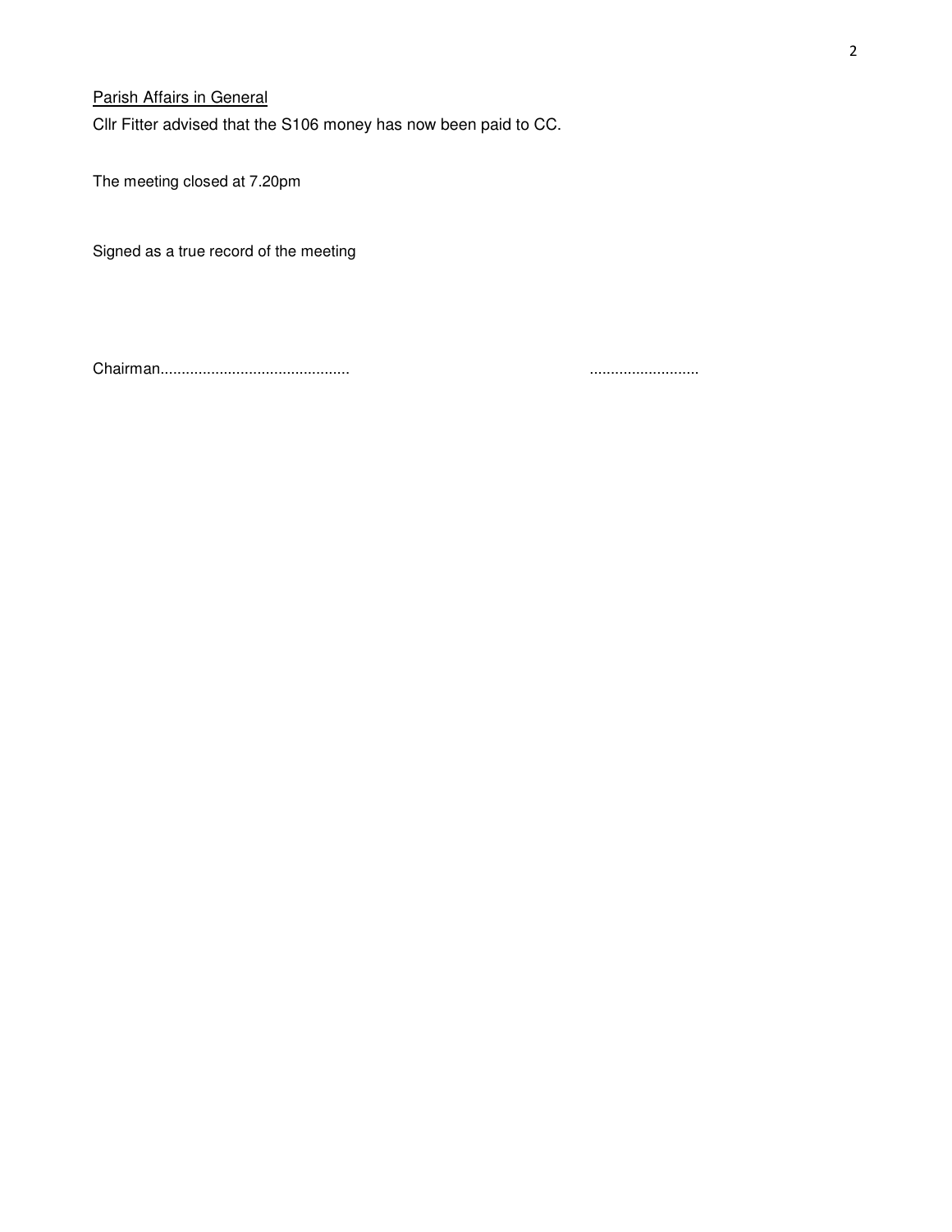<u>Parish Affairs in General</u>

Cllr Fitter advised that the S106 money has now been paid to CC.

The meeting closed at 7.20pm

Signed as a true record of the meeting

Chairman............................................ ..........................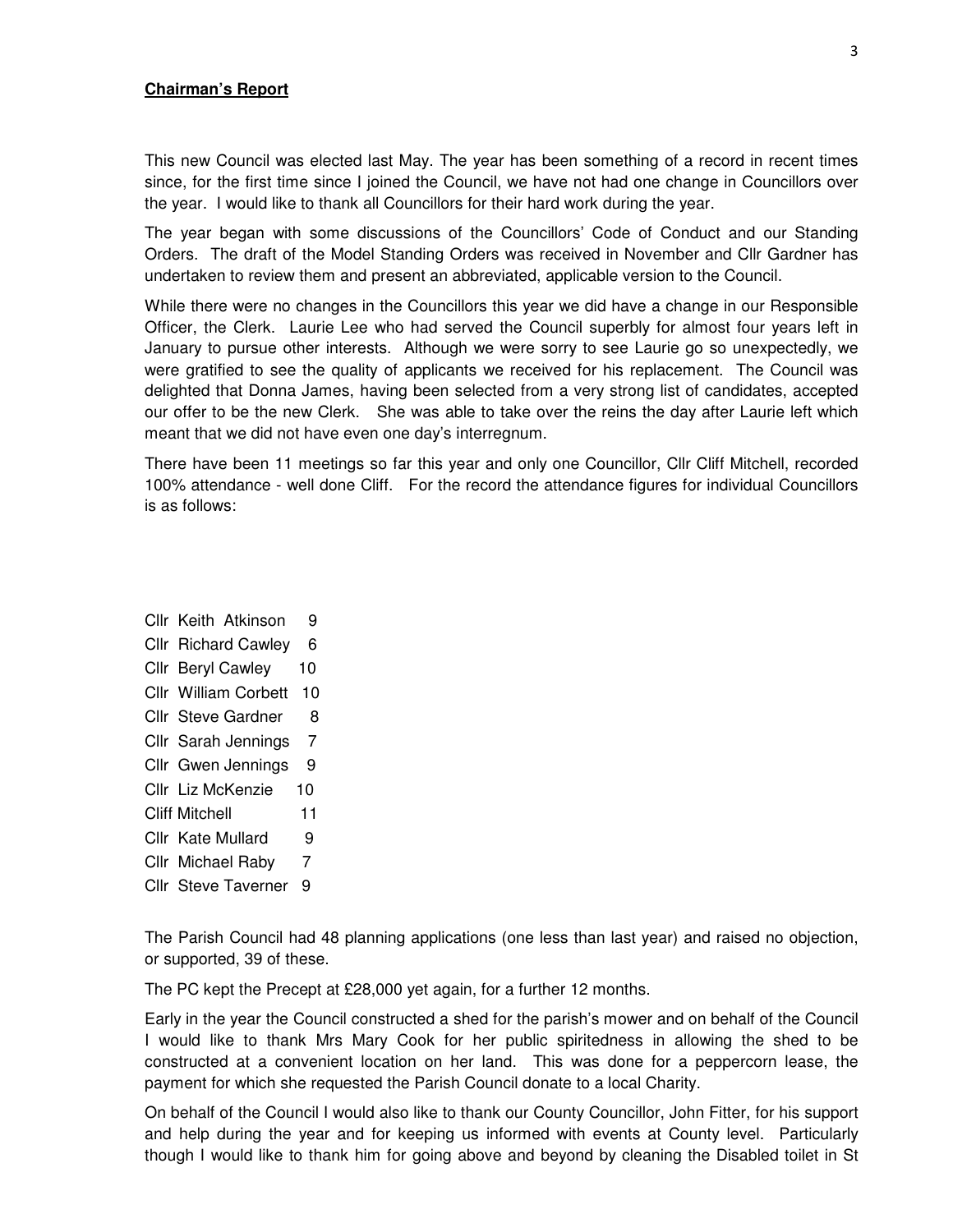**Chairman's Report**

This new Council was elected last May. The year has been something of a record in recent times since, for the first time since I joined the Council, we have not had one change in Councillors over the year. I would like to thank all Councillors for their hard work during the year.

The year began with some discussions of the Councillors' Code of Conduct and our Standing Orders. The draft of the Model Standing Orders was received in November and Cllr Gardner has undertaken to review them and present an abbreviated, applicable version to the Council.

While there were no changes in the Councillors this year we did have a change in our Responsible Officer, the Clerk. Laurie Lee who had served the Council superbly for almost four years left in January to pursue other interests. Although we were sorry to see Laurie go so unexpectedly, we were gratified to see the quality of applicants we received for his replacement. The Council was delighted that Donna James, having been selected from a very strong list of candidates, accepted our offer to be the new Clerk. She was able to take over the reins the day after Laurie left which meant that we did not have even one day's interregnum.

There have been 11 meetings so far this year and only one Councillor, Cllr Cliff Mitchell, recorded 100% attendance - well done Cliff. For the record the attendance figures for individual Councillors is as follows:

| | |
|---|---|
| Cllr Keith Atkinson | 9 |
| Cllr Richard Cawley | 6 |
| Cllr Beryl Cawley | 10 |
| Cllr William Corbett | 10 |
| Cllr Steve Gardner | 8 |
| Cllr Sarah Jennings | 7 |
| Cllr Gwen Jennings | 9 |
| Cllr Liz McKenzie | 10 |
| Cliff Mitchell | 11 |
| Cllr Kate Mullard | 9 |
| Cllr Michael Raby | 7 |
| Cllr Steve Taverner | 9 |

The Parish Council had 48 planning applications (one less than last year) and raised no objection, or supported, 39 of these.

The PC kept the Precept at £28,000 yet again, for a further 12 months.

Early in the year the Council constructed a shed for the parish's mower and on behalf of the Council I would like to thank Mrs Mary Cook for her public spiritedness in allowing the shed to be constructed at a convenient location on her land. This was done for a peppercorn lease, the payment for which she requested the Parish Council donate to a local Charity.

On behalf of the Council I would also like to thank our County Councillor, John Fitter, for his support and help during the year and for keeping us informed with events at County level. Particularly though I would like to thank him for going above and beyond by cleaning the Disabled toilet in St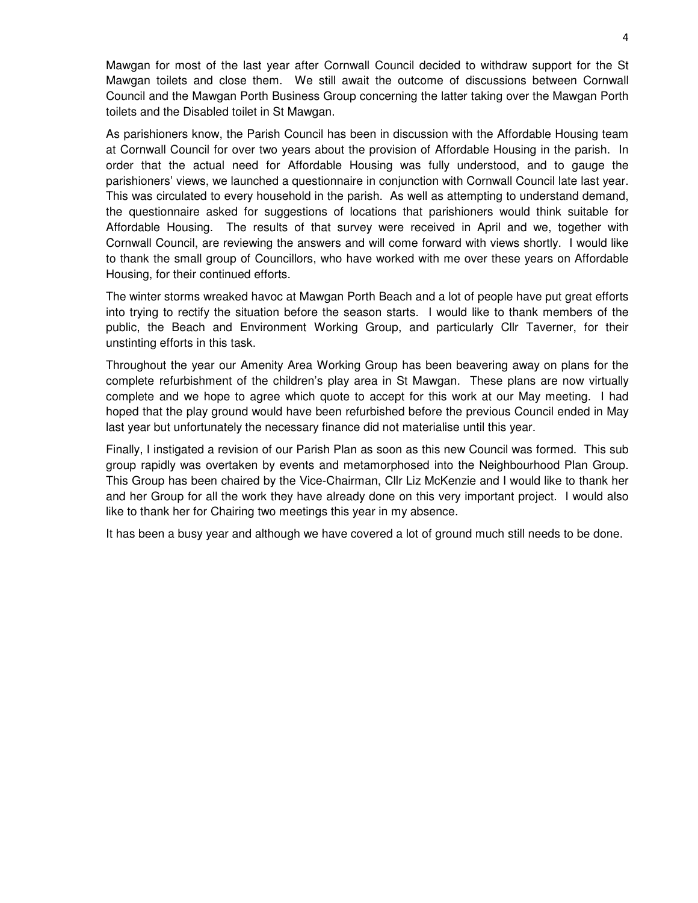Mawgan for most of the last year after Cornwall Council decided to withdraw support for the St Mawgan toilets and close them. We still await the outcome of discussions between Cornwall Council and the Mawgan Porth Business Group concerning the latter taking over the Mawgan Porth toilets and the Disabled toilet in St Mawgan.

As parishioners know, the Parish Council has been in discussion with the Affordable Housing team at Cornwall Council for over two years about the provision of Affordable Housing in the parish. In order that the actual need for Affordable Housing was fully understood, and to gauge the parishioners' views, we launched a questionnaire in conjunction with Cornwall Council late last year. This was circulated to every household in the parish. As well as attempting to understand demand, the questionnaire asked for suggestions of locations that parishioners would think suitable for Affordable Housing. The results of that survey were received in April and we, together with Cornwall Council, are reviewing the answers and will come forward with views shortly. I would like to thank the small group of Councillors, who have worked with me over these years on Affordable Housing, for their continued efforts.

The winter storms wreaked havoc at Mawgan Porth Beach and a lot of people have put great efforts into trying to rectify the situation before the season starts. I would like to thank members of the public, the Beach and Environment Working Group, and particularly Cllr Taverner, for their unstinting efforts in this task.

Throughout the year our Amenity Area Working Group has been beavering away on plans for the complete refurbishment of the children's play area in St Mawgan. These plans are now virtually complete and we hope to agree which quote to accept for this work at our May meeting. I had hoped that the play ground would have been refurbished before the previous Council ended in May last year but unfortunately the necessary finance did not materialise until this year.

Finally, I instigated a revision of our Parish Plan as soon as this new Council was formed. This sub group rapidly was overtaken by events and metamorphosed into the Neighbourhood Plan Group. This Group has been chaired by the Vice-Chairman, Cllr Liz McKenzie and I would like to thank her and her Group for all the work they have already done on this very important project. I would also like to thank her for Chairing two meetings this year in my absence.

It has been a busy year and although we have covered a lot of ground much still needs to be done.